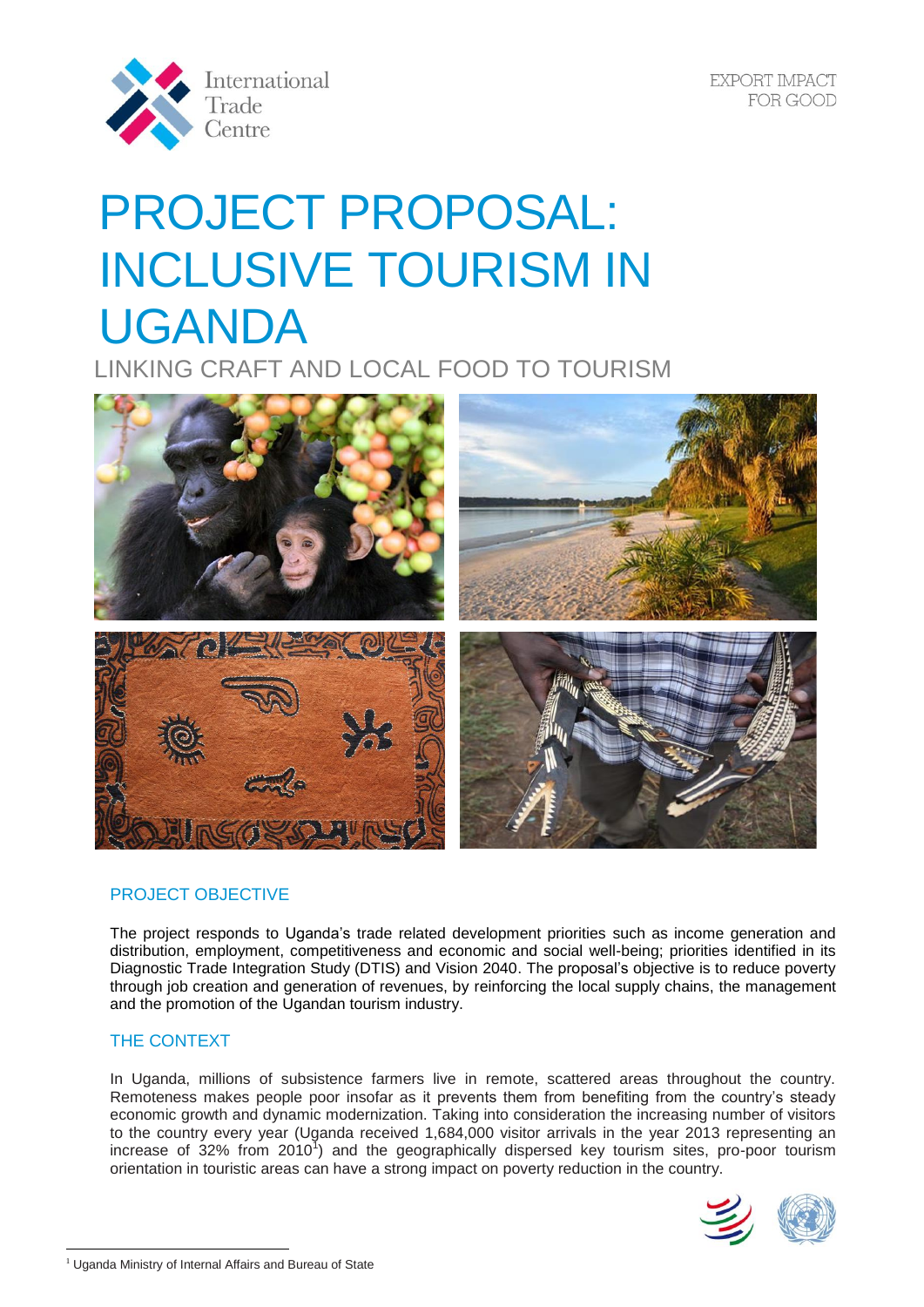International Trade Centre

EXPORT IMPACT FOR GOOD

# PROJECT PROPOSAL: INCLUSIVE TOURISM IN UGANDA

## LINKING CRAFT AND LOCAL FOOD TO TOURISM

### PROJECT OBJECTIVE

The project responds to Uganda's trade related development priorities such as income generation and distribution, employment, competitiveness and economic and social well-being; priorities identified in its Diagnostic Trade Integration Study (DTIS) and Vision 2040. The proposal's objective is to reduce poverty through job creation and generation of revenues, by reinforcing the local supply chains, the management and the promotion of the Ugandan tourism industry.

### THE CONTEXT

In Uganda, millions of subsistence farmers live in remote, scattered areas throughout the country. Remoteness makes people poor insofar as it prevents them from benefiting from the country's steady economic growth and dynamic modernization. Taking into consideration the increasing number of visitors to the country every year (Uganda received 1,684,000 visitor arrivals in the year 2013 representing an increase of 32% from 2010[1]) and the geographically dispersed key tourism sites, pro-poor tourism orientation in touristic areas can have a strong impact on poverty reduction in the country.

[1] Uganda Ministry of Internal Affairs and Bureau of State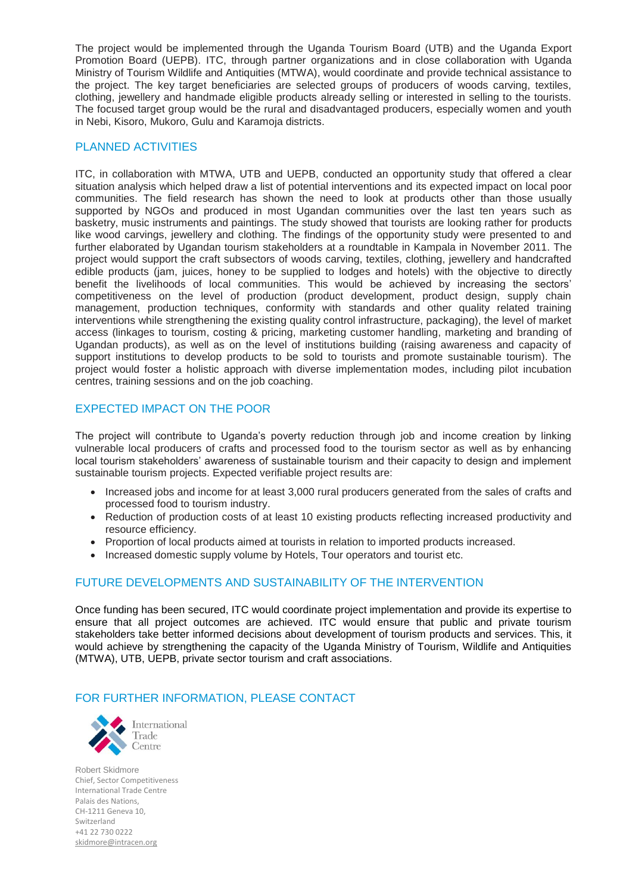The project would be implemented through the Uganda Tourism Board (UTB) and the Uganda Export Promotion Board (UEPB). ITC, through partner organizations and in close collaboration with Uganda Ministry of Tourism Wildlife and Antiquities (MTWA), would coordinate and provide technical assistance to the project. The key target beneficiaries are selected groups of producers of woods carving, textiles, clothing, jewellery and handmade eligible products already selling or interested in selling to the tourists. The focused target group would be the rural and disadvantaged producers, especially women and youth in Nebi, Kisoro, Mukoro, Gulu and Karamoja districts.

## PLANNED ACTIVITIES

ITC, in collaboration with MTWA, UTB and UEPB, conducted an opportunity study that offered a clear situation analysis which helped draw a list of potential interventions and its expected impact on local poor communities. The field research has shown the need to look at products other than those usually supported by NGOs and produced in most Ugandan communities over the last ten years such as basketry, music instruments and paintings. The study showed that tourists are looking rather for products like wood carvings, jewellery and clothing. The findings of the opportunity study were presented to and further elaborated by Ugandan tourism stakeholders at a roundtable in Kampala in November 2011. The project would support the craft subsectors of woods carving, textiles, clothing, jewellery and handcrafted edible products (jam, juices, honey to be supplied to lodges and hotels) with the objective to directly benefit the livelihoods of local communities. This would be achieved by increasing the sectors' competitiveness on the level of production (product development, product design, supply chain management, production techniques, conformity with standards and other quality related training interventions while strengthening the existing quality control infrastructure, packaging), the level of market access (linkages to tourism, costing & pricing, marketing customer handling, marketing and branding of Ugandan products), as well as on the level of institutions building (raising awareness and capacity of support institutions to develop products to be sold to tourists and promote sustainable tourism). The project would foster a holistic approach with diverse implementation modes, including pilot incubation centres, training sessions and on the job coaching.

## EXPECTED IMPACT ON THE POOR

The project will contribute to Uganda's poverty reduction through job and income creation by linking vulnerable local producers of crafts and processed food to the tourism sector as well as by enhancing local tourism stakeholders' awareness of sustainable tourism and their capacity to design and implement sustainable tourism projects. Expected verifiable project results are:

- Increased jobs and income for at least 3,000 rural producers generated from the sales of crafts and processed food to tourism industry.
- Reduction of production costs of at least 10 existing products reflecting increased productivity and resource efficiency.
- Proportion of local products aimed at tourists in relation to imported products increased.
- Increased domestic supply volume by Hotels, Tour operators and tourist etc.

## FUTURE DEVELOPMENTS AND SUSTAINABILITY OF THE INTERVENTION

Once funding has been secured, ITC would coordinate project implementation and provide its expertise to ensure that all project outcomes are achieved. ITC would ensure that public and private tourism stakeholders take better informed decisions about development of tourism products and services. This, it would achieve by strengthening the capacity of the Uganda Ministry of Tourism, Wildlife and Antiquities (MTWA), UTB, UEPB, private sector tourism and craft associations.

## FOR FURTHER INFORMATION, PLEASE CONTACT

International Trade Centre

Robert Skidmore
Chief, Sector Competitiveness
International Trade Centre
Palais des Nations,
CH-1211 Geneva 10,
Switzerland
+41 22 730 0222
skidmore@intracen.org